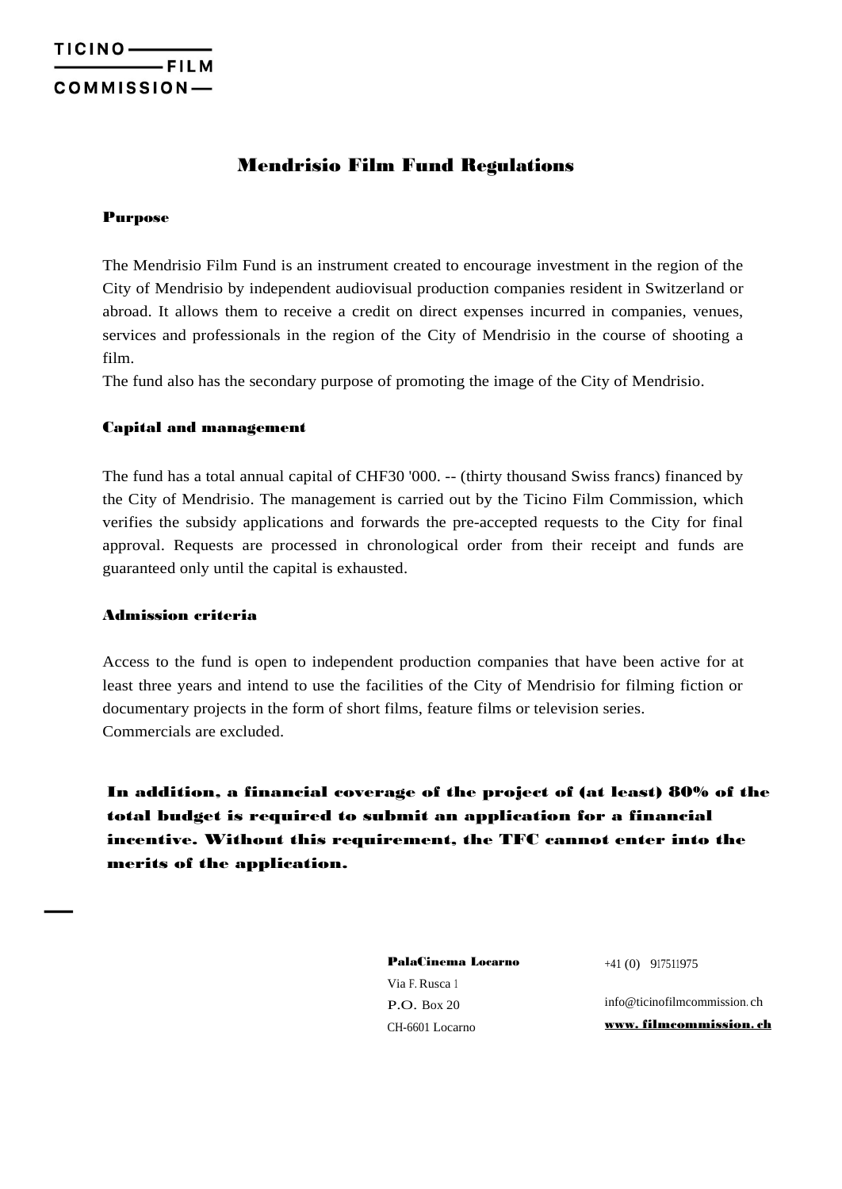TICINO FILM COMMISSION

# Mendrisio Film Fund Regulations

## Purpose

The Mendrisio Film Fund is an instrument created to encourage investment in the region of the City of Mendrisio by independent audiovisual production companies resident in Switzerland or abroad. It allows them to receive a credit on direct expenses incurred in companies, venues, services and professionals in the region of the City of Mendrisio in the course of shooting a film.

The fund also has the secondary purpose of promoting the image of the City of Mendrisio.

## Capital and management

The fund has a total annual capital of CHF30 '000. -- (thirty thousand Swiss francs) financed by the City of Mendrisio. The management is carried out by the Ticino Film Commission, which verifies the subsidy applications and forwards the pre-accepted requests to the City for final approval. Requests are processed in chronological order from their receipt and funds are guaranteed only until the capital is exhausted.

## Admission criteria

Access to the fund is open to independent production companies that have been active for at least three years and intend to use the facilities of the City of Mendrisio for filming fiction or documentary projects in the form of short films, feature films or television series.
Commercials are excluded.

**In addition, a financial coverage of the project of (at least) 80% of the total budget is required to submit an application for a financial incentive. Without this requirement, the TFC cannot enter into the merits of the application.**

**PalaCinema Locarno**
Via F. Rusca 1
P.O. Box 20
CH-6601 Locarno

+41 (0) 917511975

info@ticinofilmcommission.ch
**www. filmcommission. ch**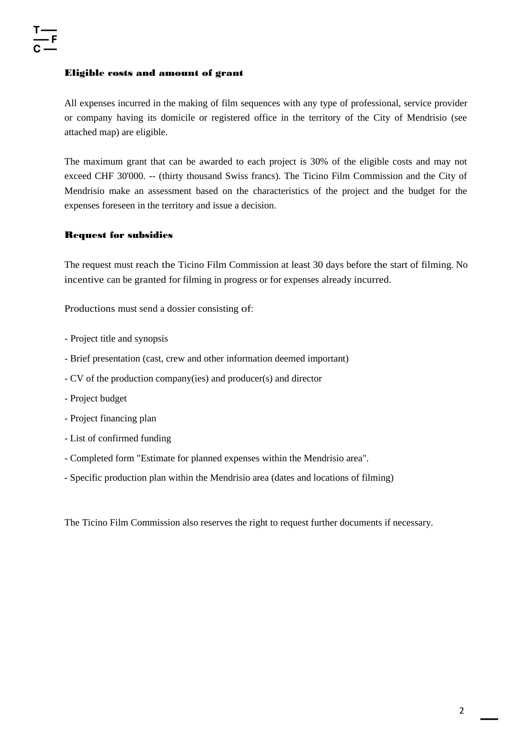## Eligible costs and amount of grant

All expenses incurred in the making of film sequences with any type of professional, service provider or company having its domicile or registered office in the territory of the City of Mendrisio (see attached map) are eligible.

The maximum grant that can be awarded to each project is 30% of the eligible costs and may not exceed CHF 30'000. -- (thirty thousand Swiss francs). The Ticino Film Commission and the City of Mendrisio make an assessment based on the characteristics of the project and the budget for the expenses foreseen in the territory and issue a decision.

## Request for subsidies

The request must reach the Ticino Film Commission at least 30 days before the start of filming. No incentive can be granted for filming in progress or for expenses already incurred.

Productions must send a dossier consisting of:

- Project title and synopsis
- Brief presentation (cast, crew and other information deemed important)
- CV of the production company(ies) and producer(s) and director
- Project budget
- Project financing plan
- List of confirmed funding
- Completed form "Estimate for planned expenses within the Mendrisio area".
- Specific production plan within the Mendrisio area (dates and locations of filming)

The Ticino Film Commission also reserves the right to request further documents if necessary.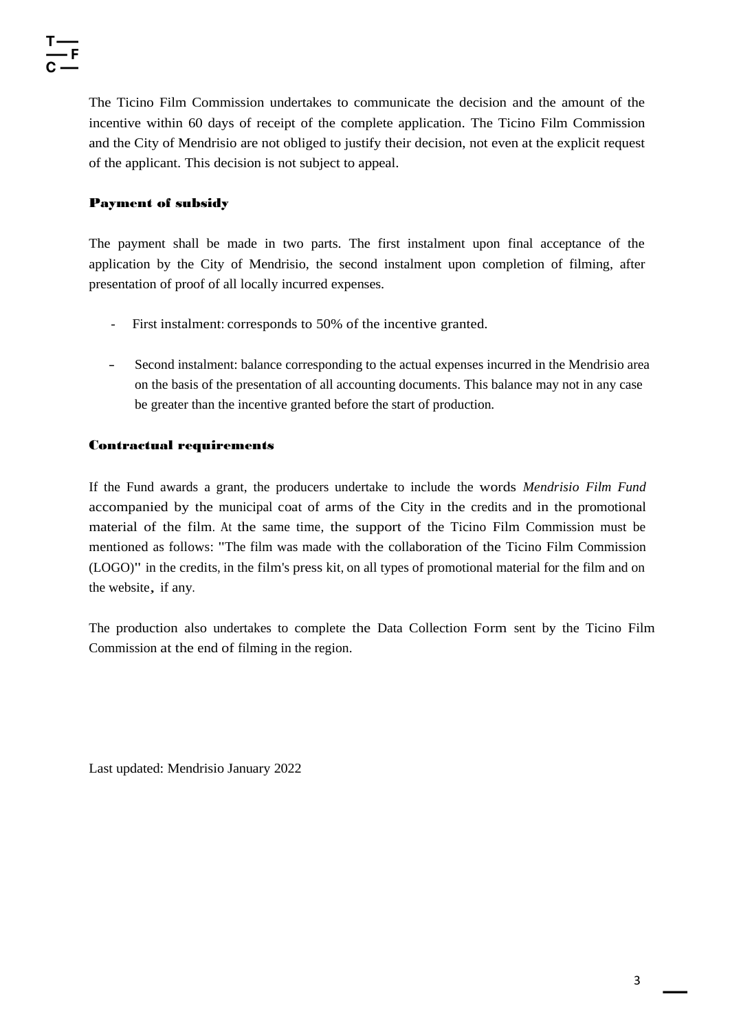The Ticino Film Commission undertakes to communicate the decision and the amount of the incentive within 60 days of receipt of the complete application. The Ticino Film Commission and the City of Mendrisio are not obliged to justify their decision, not even at the explicit request of the applicant. This decision is not subject to appeal.

## Payment of subsidy

The payment shall be made in two parts. The first instalment upon final acceptance of the application by the City of Mendrisio, the second instalment upon completion of filming, after presentation of proof of all locally incurred expenses.

- First instalment: corresponds to 50% of the incentive granted.
- Second instalment: balance corresponding to the actual expenses incurred in the Mendrisio area on the basis of the presentation of all accounting documents. This balance may not in any case be greater than the incentive granted before the start of production.

## Contractual requirements

If the Fund awards a grant, the producers undertake to include the words *Mendrisio Film Fund* accompanied by the municipal coat of arms of the City in the credits and in the promotional material of the film. At the same time, the support of the Ticino Film Commission must be mentioned as follows: "The film was made with the collaboration of the Ticino Film Commission (LOGO)" in the credits, in the film's press kit, on all types of promotional material for the film and on the website, if any.

The production also undertakes to complete the Data Collection Form sent by the Ticino Film Commission at the end of filming in the region.

Last updated: Mendrisio January 2022